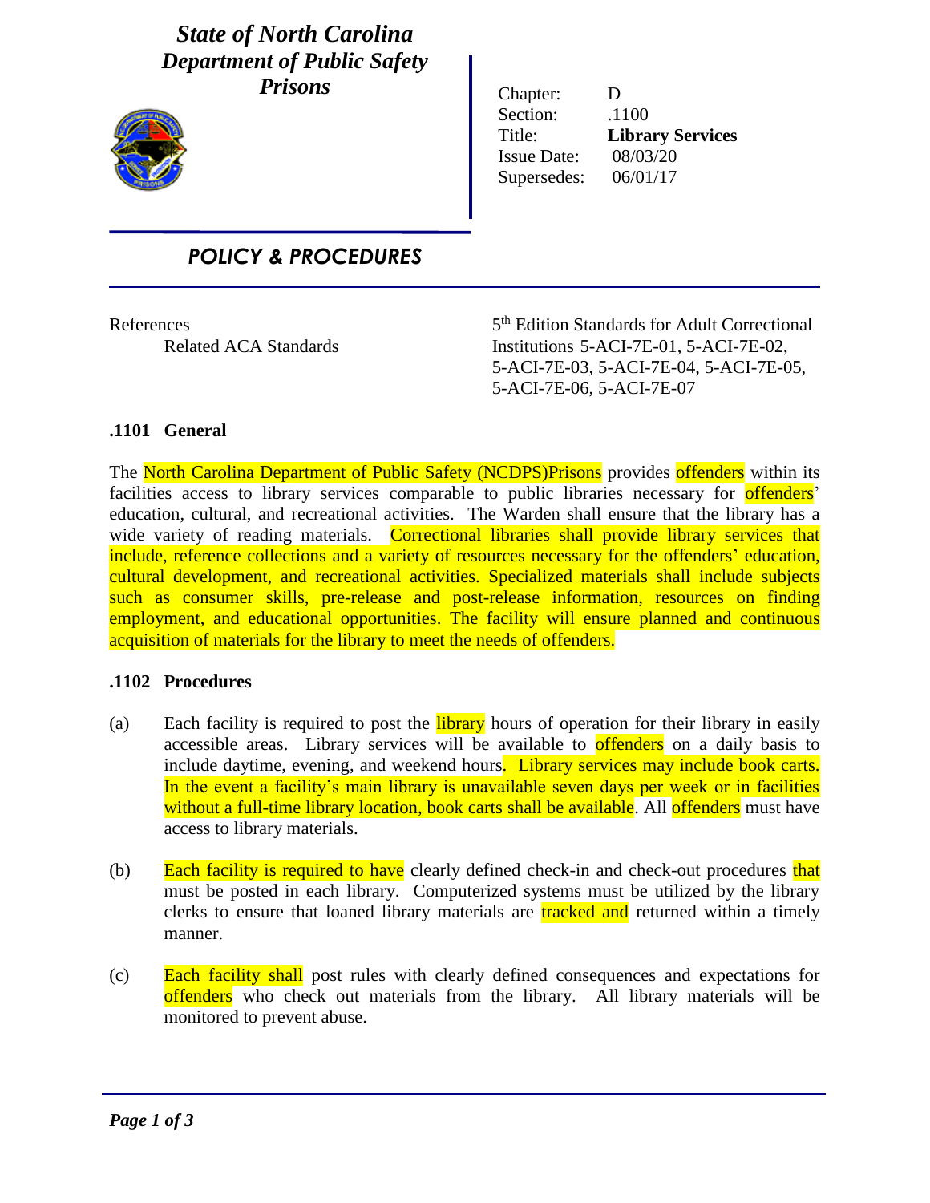# State of North Carolina
# Department of Public Safety
# Prisons

| | |
|---|---|
| Chapter: | D |
| Section: | .1100 |
| Title: | **Library Services** |
| Issue Date: | 08/03/20 |
| Supersedes: | 06/01/17 |

## POLICY & PROCEDURES

References
Related ACA Standards

5[th] Edition Standards for Adult Correctional Institutions 5-ACI-7E-01, 5-ACI-7E-02, 5-ACI-7E-03, 5-ACI-7E-04, 5-ACI-7E-05, 5-ACI-7E-06, 5-ACI-7E-07

### .1101 General

The North Carolina Department of Public Safety (NCDPS)Prisons provides offenders within its facilities access to library services comparable to public libraries necessary for offenders' education, cultural, and recreational activities. The Warden shall ensure that the library has a wide variety of reading materials. Correctional libraries shall provide library services that include, reference collections and a variety of resources necessary for the offenders' education, cultural development, and recreational activities. Specialized materials shall include subjects such as consumer skills, pre-release and post-release information, resources on finding employment, and educational opportunities. The facility will ensure planned and continuous acquisition of materials for the library to meet the needs of offenders.

### .1102 Procedures

(a) Each facility is required to post the library hours of operation for their library in easily accessible areas. Library services will be available to offenders on a daily basis to include daytime, evening, and weekend hours. Library services may include book carts. In the event a facility's main library is unavailable seven days per week or in facilities without a full-time library location, book carts shall be available. All offenders must have access to library materials.

(b) Each facility is required to have clearly defined check-in and check-out procedures that must be posted in each library. Computerized systems must be utilized by the library clerks to ensure that loaned library materials are tracked and returned within a timely manner.

(c) Each facility shall post rules with clearly defined consequences and expectations for offenders who check out materials from the library. All library materials will be monitored to prevent abuse.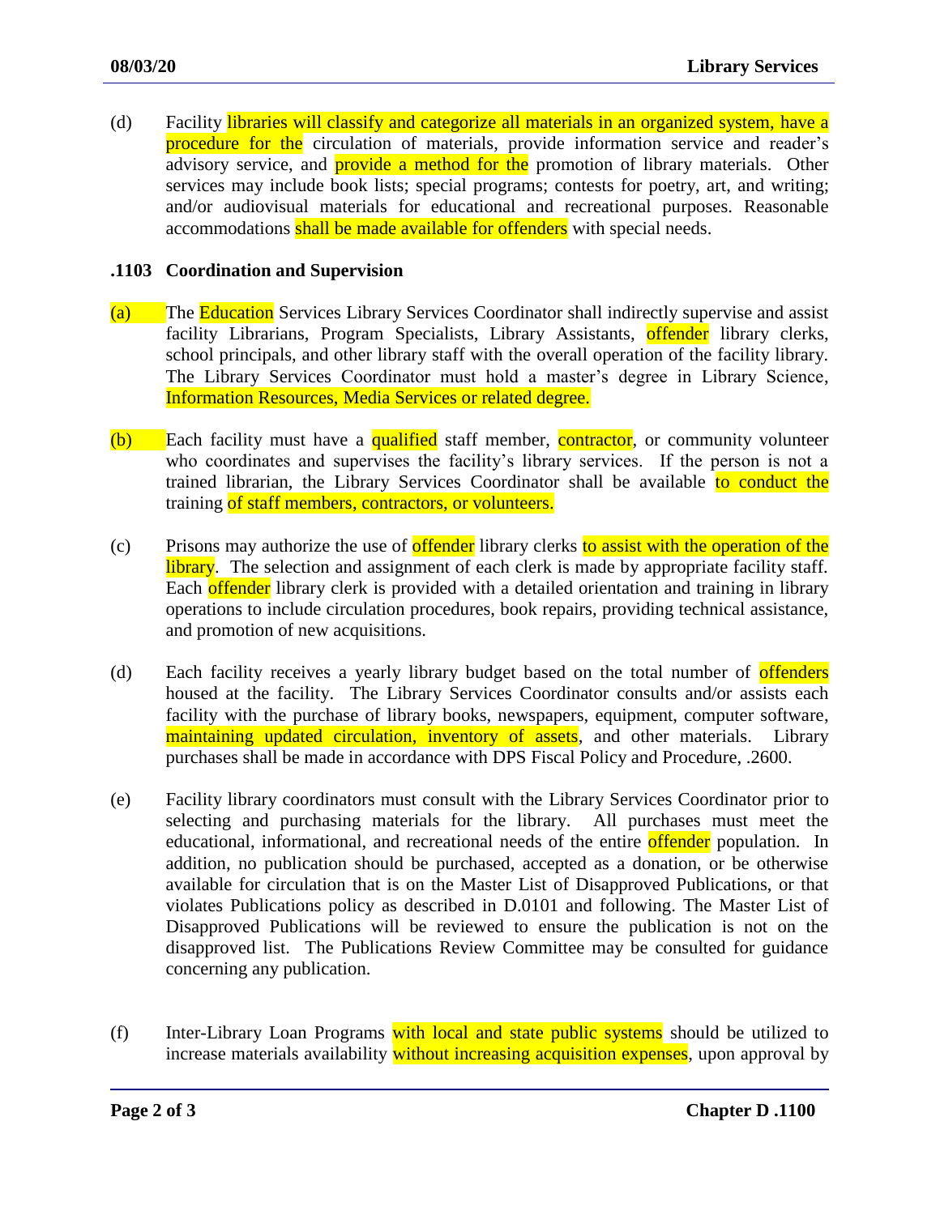(d) Facility libraries will classify and categorize all materials in an organized system, have a procedure for the circulation of materials, provide information service and reader's advisory service, and provide a method for the promotion of library materials. Other services may include book lists; special programs; contests for poetry, art, and writing; and/or audiovisual materials for educational and recreational purposes. Reasonable accommodations shall be made available for offenders with special needs.

### .1103 Coordination and Supervision

(a) The Education Services Library Services Coordinator shall indirectly supervise and assist facility Librarians, Program Specialists, Library Assistants, offender library clerks, school principals, and other library staff with the overall operation of the facility library. The Library Services Coordinator must hold a master's degree in Library Science, Information Resources, Media Services or related degree.

(b) Each facility must have a qualified staff member, contractor, or community volunteer who coordinates and supervises the facility's library services. If the person is not a trained librarian, the Library Services Coordinator shall be available to conduct the training of staff members, contractors, or volunteers.

(c) Prisons may authorize the use of offender library clerks to assist with the operation of the library. The selection and assignment of each clerk is made by appropriate facility staff. Each offender library clerk is provided with a detailed orientation and training in library operations to include circulation procedures, book repairs, providing technical assistance, and promotion of new acquisitions.

(d) Each facility receives a yearly library budget based on the total number of offenders housed at the facility. The Library Services Coordinator consults and/or assists each facility with the purchase of library books, newspapers, equipment, computer software, maintaining updated circulation, inventory of assets, and other materials. Library purchases shall be made in accordance with DPS Fiscal Policy and Procedure, .2600.

(e) Facility library coordinators must consult with the Library Services Coordinator prior to selecting and purchasing materials for the library. All purchases must meet the educational, informational, and recreational needs of the entire offender population. In addition, no publication should be purchased, accepted as a donation, or be otherwise available for circulation that is on the Master List of Disapproved Publications, or that violates Publications policy as described in D.0101 and following. The Master List of Disapproved Publications will be reviewed to ensure the publication is not on the disapproved list. The Publications Review Committee may be consulted for guidance concerning any publication.

(f) Inter-Library Loan Programs with local and state public systems should be utilized to increase materials availability without increasing acquisition expenses, upon approval by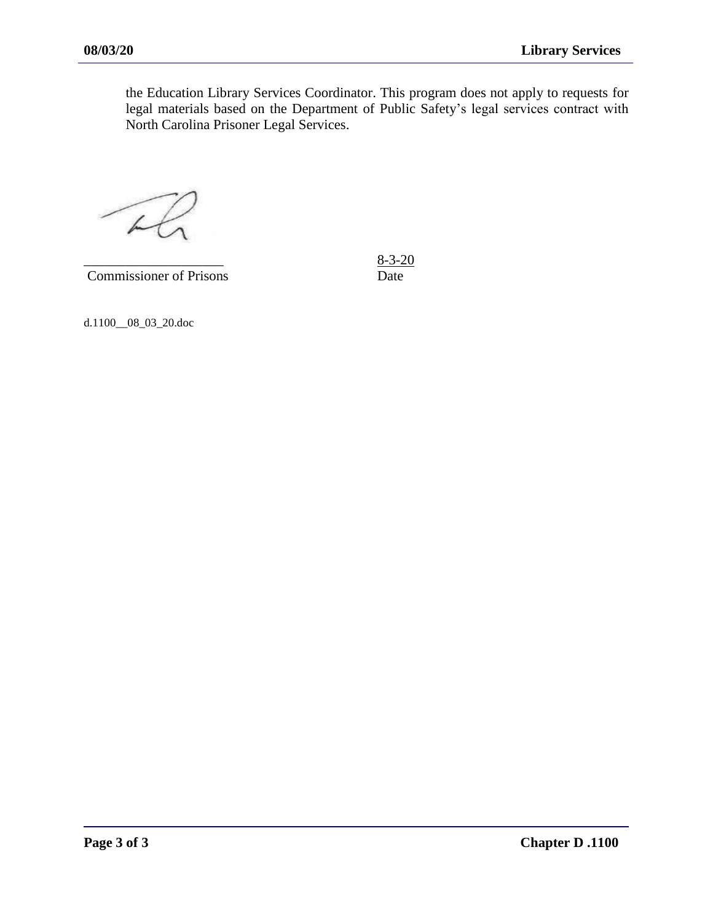the Education Library Services Coordinator. This program does not apply to requests for legal materials based on the Department of Public Safety's legal services contract with North Carolina Prisoner Legal Services.

___________________ 8-3-20

Commissioner of Prisons Date

d.1100__08_03_20.doc